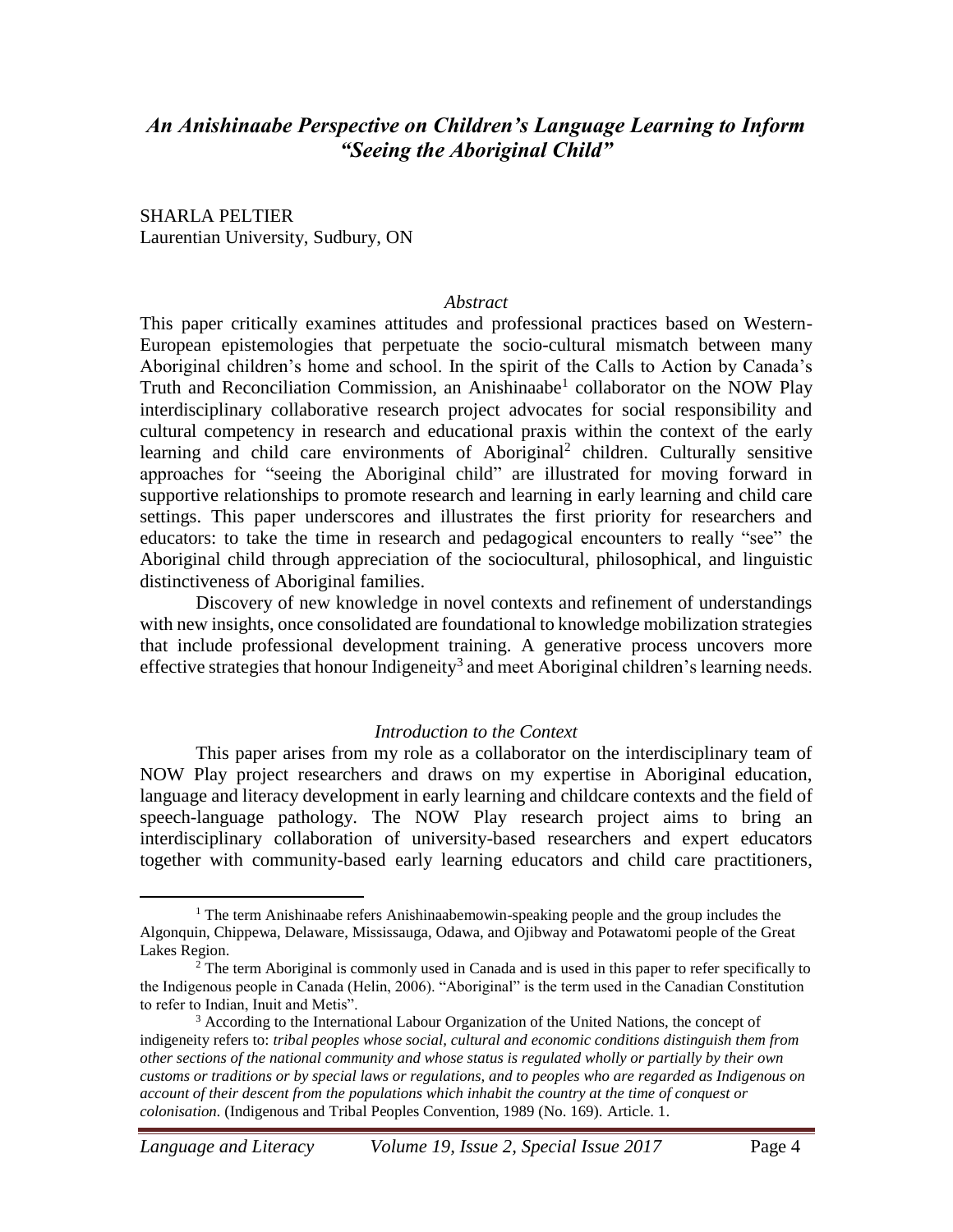# *An Anishinaabe Perspective on Children's Language Learning to Inform "Seeing the Aboriginal Child"*

SHARLA PELTIER
Laurentian University, Sudbury, ON

*Abstract*

This paper critically examines attitudes and professional practices based on Western-European epistemologies that perpetuate the socio-cultural mismatch between many Aboriginal children's home and school. In the spirit of the Calls to Action by Canada's Truth and Reconciliation Commission, an Anishinaabe[1] collaborator on the NOW Play interdisciplinary collaborative research project advocates for social responsibility and cultural competency in research and educational praxis within the context of the early learning and child care environments of Aboriginal[2] children. Culturally sensitive approaches for "seeing the Aboriginal child" are illustrated for moving forward in supportive relationships to promote research and learning in early learning and child care settings. This paper underscores and illustrates the first priority for researchers and educators: to take the time in research and pedagogical encounters to really "see" the Aboriginal child through appreciation of the sociocultural, philosophical, and linguistic distinctiveness of Aboriginal families.

Discovery of new knowledge in novel contexts and refinement of understandings with new insights, once consolidated are foundational to knowledge mobilization strategies that include professional development training. A generative process uncovers more effective strategies that honour Indigeneity[3] and meet Aboriginal children's learning needs.

*Introduction to the Context*

This paper arises from my role as a collaborator on the interdisciplinary team of NOW Play project researchers and draws on my expertise in Aboriginal education, language and literacy development in early learning and childcare contexts and the field of speech-language pathology. The NOW Play research project aims to bring an interdisciplinary collaboration of university-based researchers and expert educators together with community-based early learning educators and child care practitioners,

---

[1] The term Anishinaabe refers Anishinaabemowin-speaking people and the group includes the Algonquin, Chippewa, Delaware, Mississauga, Odawa, and Ojibway and Potawatomi people of the Great Lakes Region.

[2] The term Aboriginal is commonly used in Canada and is used in this paper to refer specifically to the Indigenous people in Canada (Helin, 2006). "Aboriginal" is the term used in the Canadian Constitution to refer to Indian, Inuit and Metis".

[3] According to the International Labour Organization of the United Nations, the concept of indigeneity refers to: *tribal peoples whose social, cultural and economic conditions distinguish them from other sections of the national community and whose status is regulated wholly or partially by their own customs or traditions or by special laws or regulations, and to peoples who are regarded as Indigenous on account of their descent from the populations which inhabit the country at the time of conquest or colonisation.* (Indigenous and Tribal Peoples Convention, 1989 (No. 169). Article. 1.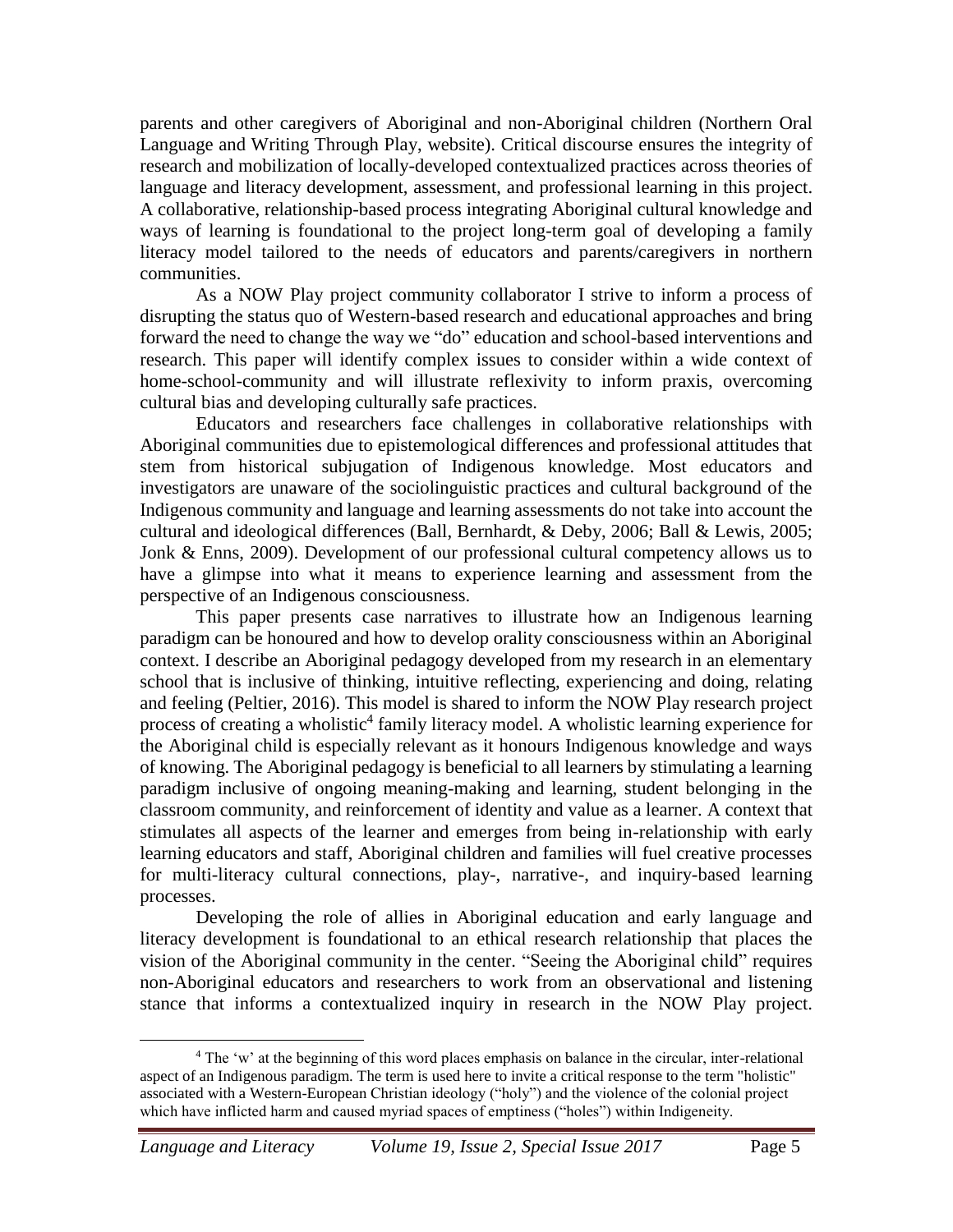parents and other caregivers of Aboriginal and non-Aboriginal children (Northern Oral Language and Writing Through Play, website). Critical discourse ensures the integrity of research and mobilization of locally-developed contextualized practices across theories of language and literacy development, assessment, and professional learning in this project. A collaborative, relationship-based process integrating Aboriginal cultural knowledge and ways of learning is foundational to the project long-term goal of developing a family literacy model tailored to the needs of educators and parents/caregivers in northern communities.

As a NOW Play project community collaborator I strive to inform a process of disrupting the status quo of Western-based research and educational approaches and bring forward the need to change the way we "do" education and school-based interventions and research. This paper will identify complex issues to consider within a wide context of home-school-community and will illustrate reflexivity to inform praxis, overcoming cultural bias and developing culturally safe practices.

Educators and researchers face challenges in collaborative relationships with Aboriginal communities due to epistemological differences and professional attitudes that stem from historical subjugation of Indigenous knowledge. Most educators and investigators are unaware of the sociolinguistic practices and cultural background of the Indigenous community and language and learning assessments do not take into account the cultural and ideological differences (Ball, Bernhardt, & Deby, 2006; Ball & Lewis, 2005; Jonk & Enns, 2009). Development of our professional cultural competency allows us to have a glimpse into what it means to experience learning and assessment from the perspective of an Indigenous consciousness.

This paper presents case narratives to illustrate how an Indigenous learning paradigm can be honoured and how to develop orality consciousness within an Aboriginal context. I describe an Aboriginal pedagogy developed from my research in an elementary school that is inclusive of thinking, intuitive reflecting, experiencing and doing, relating and feeling (Peltier, 2016). This model is shared to inform the NOW Play research project process of creating a wholistic[4] family literacy model. A wholistic learning experience for the Aboriginal child is especially relevant as it honours Indigenous knowledge and ways of knowing. The Aboriginal pedagogy is beneficial to all learners by stimulating a learning paradigm inclusive of ongoing meaning-making and learning, student belonging in the classroom community, and reinforcement of identity and value as a learner. A context that stimulates all aspects of the learner and emerges from being in-relationship with early learning educators and staff, Aboriginal children and families will fuel creative processes for multi-literacy cultural connections, play-, narrative-, and inquiry-based learning processes.

Developing the role of allies in Aboriginal education and early language and literacy development is foundational to an ethical research relationship that places the vision of the Aboriginal community in the center. "Seeing the Aboriginal child" requires non-Aboriginal educators and researchers to work from an observational and listening stance that informs a contextualized inquiry in research in the NOW Play project.

[4] The 'w' at the beginning of this word places emphasis on balance in the circular, inter-relational aspect of an Indigenous paradigm. The term is used here to invite a critical response to the term "holistic" associated with a Western-European Christian ideology ("holy") and the violence of the colonial project which have inflicted harm and caused myriad spaces of emptiness ("holes") within Indigeneity.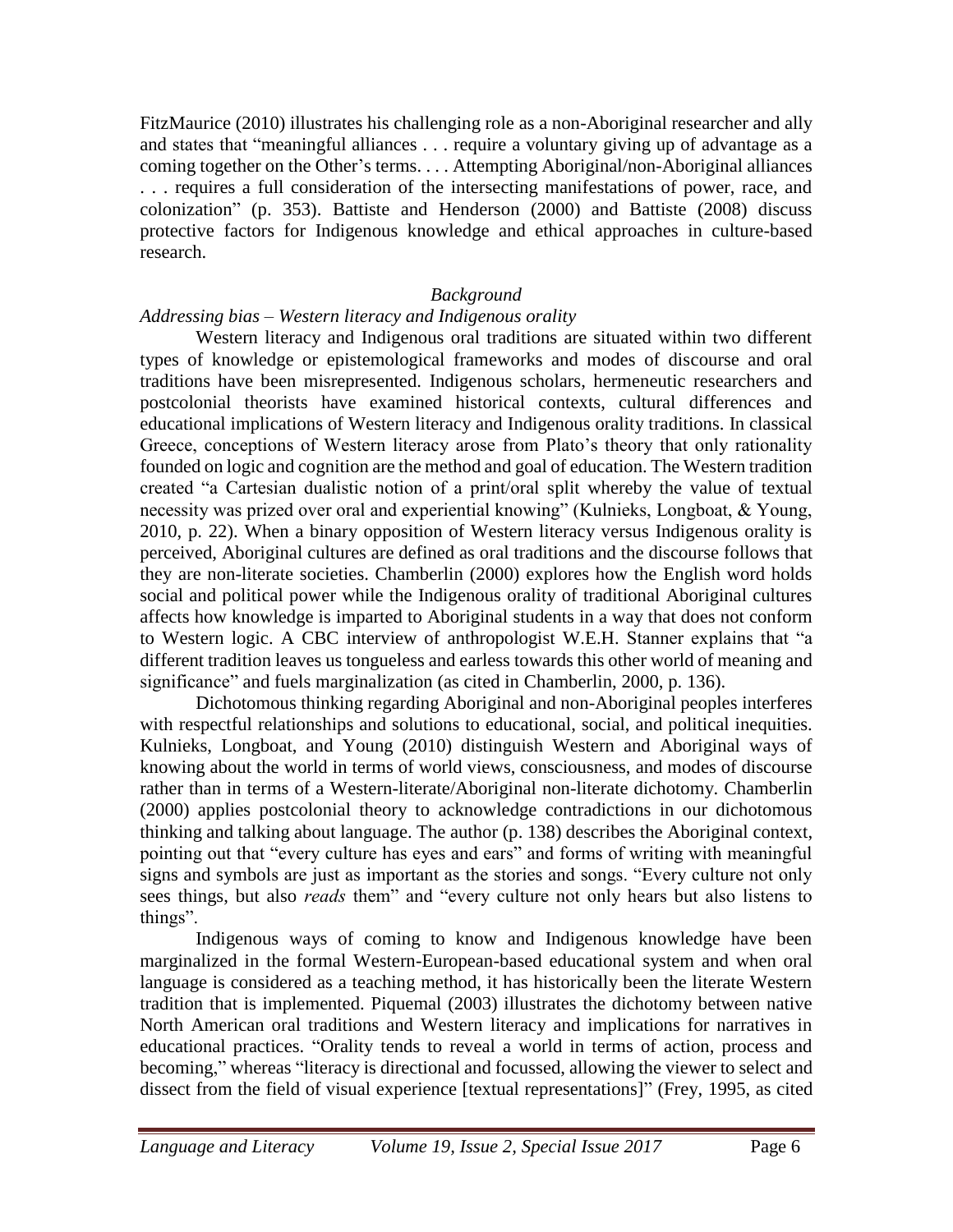FitzMaurice (2010) illustrates his challenging role as a non-Aboriginal researcher and ally and states that "meaningful alliances . . . require a voluntary giving up of advantage as a coming together on the Other's terms. . . . Attempting Aboriginal/non-Aboriginal alliances . . . requires a full consideration of the intersecting manifestations of power, race, and colonization" (p. 353). Battiste and Henderson (2000) and Battiste (2008) discuss protective factors for Indigenous knowledge and ethical approaches in culture-based research.

## *Background*

### *Addressing bias – Western literacy and Indigenous orality*

Western literacy and Indigenous oral traditions are situated within two different types of knowledge or epistemological frameworks and modes of discourse and oral traditions have been misrepresented. Indigenous scholars, hermeneutic researchers and postcolonial theorists have examined historical contexts, cultural differences and educational implications of Western literacy and Indigenous orality traditions. In classical Greece, conceptions of Western literacy arose from Plato's theory that only rationality founded on logic and cognition are the method and goal of education. The Western tradition created "a Cartesian dualistic notion of a print/oral split whereby the value of textual necessity was prized over oral and experiential knowing" (Kulnieks, Longboat, & Young, 2010, p. 22). When a binary opposition of Western literacy versus Indigenous orality is perceived, Aboriginal cultures are defined as oral traditions and the discourse follows that they are non-literate societies. Chamberlin (2000) explores how the English word holds social and political power while the Indigenous orality of traditional Aboriginal cultures affects how knowledge is imparted to Aboriginal students in a way that does not conform to Western logic. A CBC interview of anthropologist W.E.H. Stanner explains that "a different tradition leaves us tongueless and earless towards this other world of meaning and significance" and fuels marginalization (as cited in Chamberlin, 2000, p. 136).

Dichotomous thinking regarding Aboriginal and non-Aboriginal peoples interferes with respectful relationships and solutions to educational, social, and political inequities. Kulnieks, Longboat, and Young (2010) distinguish Western and Aboriginal ways of knowing about the world in terms of world views, consciousness, and modes of discourse rather than in terms of a Western-literate/Aboriginal non-literate dichotomy. Chamberlin (2000) applies postcolonial theory to acknowledge contradictions in our dichotomous thinking and talking about language. The author (p. 138) describes the Aboriginal context, pointing out that "every culture has eyes and ears" and forms of writing with meaningful signs and symbols are just as important as the stories and songs. "Every culture not only sees things, but also *reads* them" and "every culture not only hears but also listens to things".

Indigenous ways of coming to know and Indigenous knowledge have been marginalized in the formal Western-European-based educational system and when oral language is considered as a teaching method, it has historically been the literate Western tradition that is implemented. Piquemal (2003) illustrates the dichotomy between native North American oral traditions and Western literacy and implications for narratives in educational practices. "Orality tends to reveal a world in terms of action, process and becoming," whereas "literacy is directional and focussed, allowing the viewer to select and dissect from the field of visual experience [textual representations]" (Frey, 1995, as cited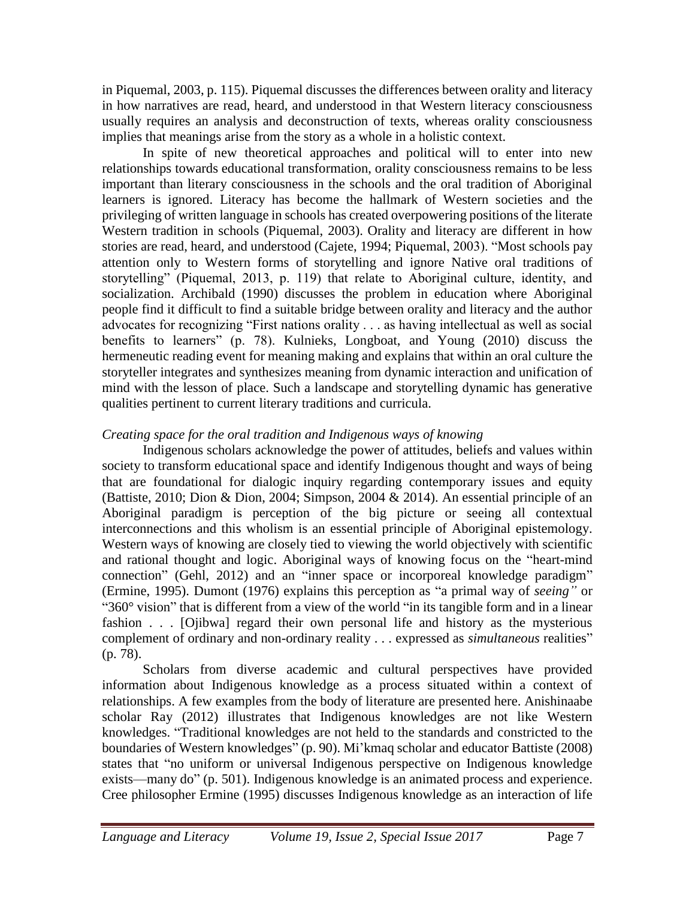in Piquemal, 2003, p. 115). Piquemal discusses the differences between orality and literacy in how narratives are read, heard, and understood in that Western literacy consciousness usually requires an analysis and deconstruction of texts, whereas orality consciousness implies that meanings arise from the story as a whole in a holistic context.

In spite of new theoretical approaches and political will to enter into new relationships towards educational transformation, orality consciousness remains to be less important than literary consciousness in the schools and the oral tradition of Aboriginal learners is ignored. Literacy has become the hallmark of Western societies and the privileging of written language in schools has created overpowering positions of the literate Western tradition in schools (Piquemal, 2003). Orality and literacy are different in how stories are read, heard, and understood (Cajete, 1994; Piquemal, 2003). "Most schools pay attention only to Western forms of storytelling and ignore Native oral traditions of storytelling" (Piquemal, 2013, p. 119) that relate to Aboriginal culture, identity, and socialization. Archibald (1990) discusses the problem in education where Aboriginal people find it difficult to find a suitable bridge between orality and literacy and the author advocates for recognizing "First nations orality . . . as having intellectual as well as social benefits to learners" (p. 78). Kulnieks, Longboat, and Young (2010) discuss the hermeneutic reading event for meaning making and explains that within an oral culture the storyteller integrates and synthesizes meaning from dynamic interaction and unification of mind with the lesson of place. Such a landscape and storytelling dynamic has generative qualities pertinent to current literary traditions and curricula.

*Creating space for the oral tradition and Indigenous ways of knowing*

Indigenous scholars acknowledge the power of attitudes, beliefs and values within society to transform educational space and identify Indigenous thought and ways of being that are foundational for dialogic inquiry regarding contemporary issues and equity (Battiste, 2010; Dion & Dion, 2004; Simpson, 2004 & 2014). An essential principle of an Aboriginal paradigm is perception of the big picture or seeing all contextual interconnections and this wholism is an essential principle of Aboriginal epistemology. Western ways of knowing are closely tied to viewing the world objectively with scientific and rational thought and logic. Aboriginal ways of knowing focus on the "heart-mind connection" (Gehl, 2012) and an "inner space or incorporeal knowledge paradigm" (Ermine, 1995). Dumont (1976) explains this perception as "a primal way of *seeing"* or "360° vision" that is different from a view of the world "in its tangible form and in a linear fashion . . . [Ojibwa] regard their own personal life and history as the mysterious complement of ordinary and non-ordinary reality . . . expressed as *simultaneous* realities" (p. 78).

Scholars from diverse academic and cultural perspectives have provided information about Indigenous knowledge as a process situated within a context of relationships. A few examples from the body of literature are presented here. Anishinaabe scholar Ray (2012) illustrates that Indigenous knowledges are not like Western knowledges. "Traditional knowledges are not held to the standards and constricted to the boundaries of Western knowledges" (p. 90). Mi'kmaq scholar and educator Battiste (2008) states that "no uniform or universal Indigenous perspective on Indigenous knowledge exists—many do" (p. 501). Indigenous knowledge is an animated process and experience. Cree philosopher Ermine (1995) discusses Indigenous knowledge as an interaction of life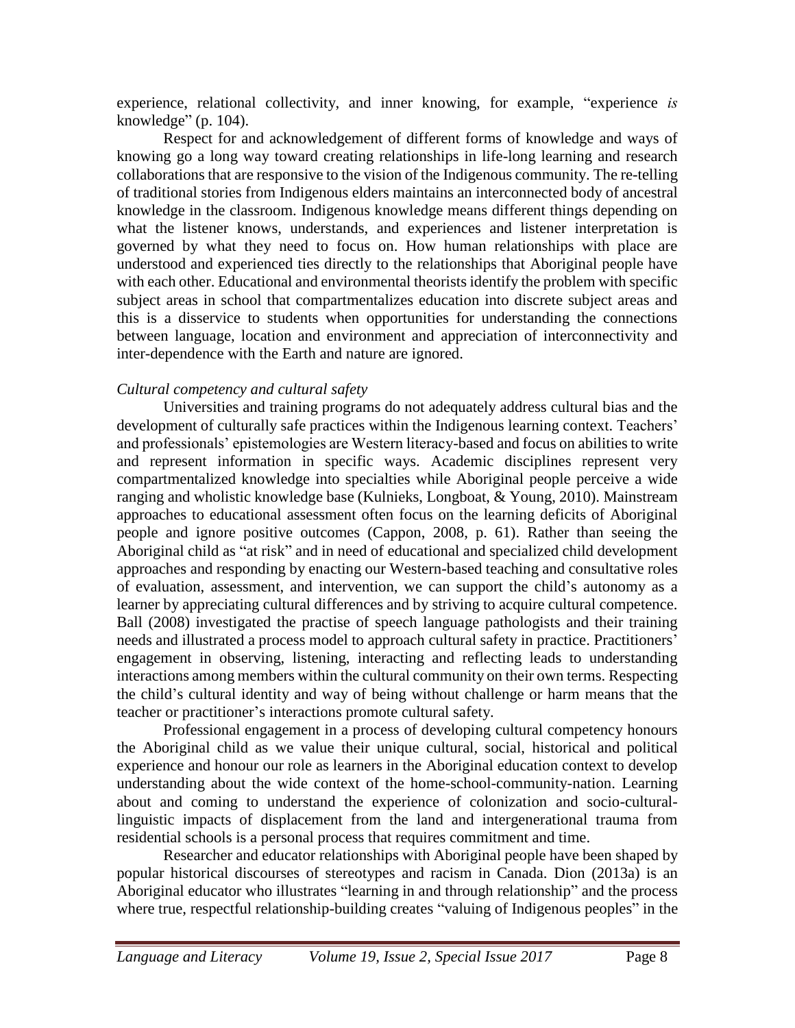experience, relational collectivity, and inner knowing, for example, "experience *is* knowledge" (p. 104).

Respect for and acknowledgement of different forms of knowledge and ways of knowing go a long way toward creating relationships in life-long learning and research collaborations that are responsive to the vision of the Indigenous community. The re-telling of traditional stories from Indigenous elders maintains an interconnected body of ancestral knowledge in the classroom. Indigenous knowledge means different things depending on what the listener knows, understands, and experiences and listener interpretation is governed by what they need to focus on. How human relationships with place are understood and experienced ties directly to the relationships that Aboriginal people have with each other. Educational and environmental theorists identify the problem with specific subject areas in school that compartmentalizes education into discrete subject areas and this is a disservice to students when opportunities for understanding the connections between language, location and environment and appreciation of interconnectivity and inter-dependence with the Earth and nature are ignored.

### *Cultural competency and cultural safety*

Universities and training programs do not adequately address cultural bias and the development of culturally safe practices within the Indigenous learning context. Teachers' and professionals' epistemologies are Western literacy-based and focus on abilities to write and represent information in specific ways. Academic disciplines represent very compartmentalized knowledge into specialties while Aboriginal people perceive a wide ranging and wholistic knowledge base (Kulnieks, Longboat, & Young, 2010). Mainstream approaches to educational assessment often focus on the learning deficits of Aboriginal people and ignore positive outcomes (Cappon, 2008, p. 61). Rather than seeing the Aboriginal child as "at risk" and in need of educational and specialized child development approaches and responding by enacting our Western-based teaching and consultative roles of evaluation, assessment, and intervention, we can support the child's autonomy as a learner by appreciating cultural differences and by striving to acquire cultural competence. Ball (2008) investigated the practise of speech language pathologists and their training needs and illustrated a process model to approach cultural safety in practice. Practitioners' engagement in observing, listening, interacting and reflecting leads to understanding interactions among members within the cultural community on their own terms. Respecting the child's cultural identity and way of being without challenge or harm means that the teacher or practitioner's interactions promote cultural safety.

Professional engagement in a process of developing cultural competency honours the Aboriginal child as we value their unique cultural, social, historical and political experience and honour our role as learners in the Aboriginal education context to develop understanding about the wide context of the home-school-community-nation. Learning about and coming to understand the experience of colonization and socio-cultural-linguistic impacts of displacement from the land and intergenerational trauma from residential schools is a personal process that requires commitment and time.

Researcher and educator relationships with Aboriginal people have been shaped by popular historical discourses of stereotypes and racism in Canada. Dion (2013a) is an Aboriginal educator who illustrates "learning in and through relationship" and the process where true, respectful relationship-building creates "valuing of Indigenous peoples" in the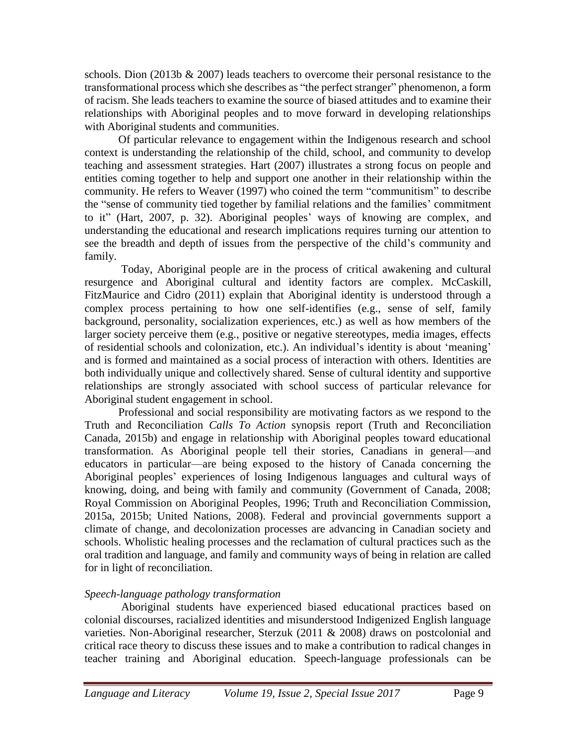schools. Dion (2013b & 2007) leads teachers to overcome their personal resistance to the transformational process which she describes as "the perfect stranger" phenomenon, a form of racism. She leads teachers to examine the source of biased attitudes and to examine their relationships with Aboriginal peoples and to move forward in developing relationships with Aboriginal students and communities.

Of particular relevance to engagement within the Indigenous research and school context is understanding the relationship of the child, school, and community to develop teaching and assessment strategies. Hart (2007) illustrates a strong focus on people and entities coming together to help and support one another in their relationship within the community. He refers to Weaver (1997) who coined the term "communitism" to describe the "sense of community tied together by familial relations and the families' commitment to it" (Hart, 2007, p. 32). Aboriginal peoples' ways of knowing are complex, and understanding the educational and research implications requires turning our attention to see the breadth and depth of issues from the perspective of the child's community and family.

Today, Aboriginal people are in the process of critical awakening and cultural resurgence and Aboriginal cultural and identity factors are complex. McCaskill, FitzMaurice and Cidro (2011) explain that Aboriginal identity is understood through a complex process pertaining to how one self-identifies (e.g., sense of self, family background, personality, socialization experiences, etc.) as well as how members of the larger society perceive them (e.g., positive or negative stereotypes, media images, effects of residential schools and colonization, etc.). An individual's identity is about 'meaning' and is formed and maintained as a social process of interaction with others. Identities are both individually unique and collectively shared. Sense of cultural identity and supportive relationships are strongly associated with school success of particular relevance for Aboriginal student engagement in school.

Professional and social responsibility are motivating factors as we respond to the Truth and Reconciliation *Calls To Action* synopsis report (Truth and Reconciliation Canada, 2015b) and engage in relationship with Aboriginal peoples toward educational transformation. As Aboriginal people tell their stories, Canadians in general—and educators in particular—are being exposed to the history of Canada concerning the Aboriginal peoples' experiences of losing Indigenous languages and cultural ways of knowing, doing, and being with family and community (Government of Canada, 2008; Royal Commission on Aboriginal Peoples, 1996; Truth and Reconciliation Commission, 2015a, 2015b; United Nations, 2008). Federal and provincial governments support a climate of change, and decolonization processes are advancing in Canadian society and schools. Wholistic healing processes and the reclamation of cultural practices such as the oral tradition and language, and family and community ways of being in relation are called for in light of reconciliation.

### *Speech-language pathology transformation*

Aboriginal students have experienced biased educational practices based on colonial discourses, racialized identities and misunderstood Indigenized English language varieties. Non-Aboriginal researcher, Sterzuk (2011 & 2008) draws on postcolonial and critical race theory to discuss these issues and to make a contribution to radical changes in teacher training and Aboriginal education. Speech-language professionals can be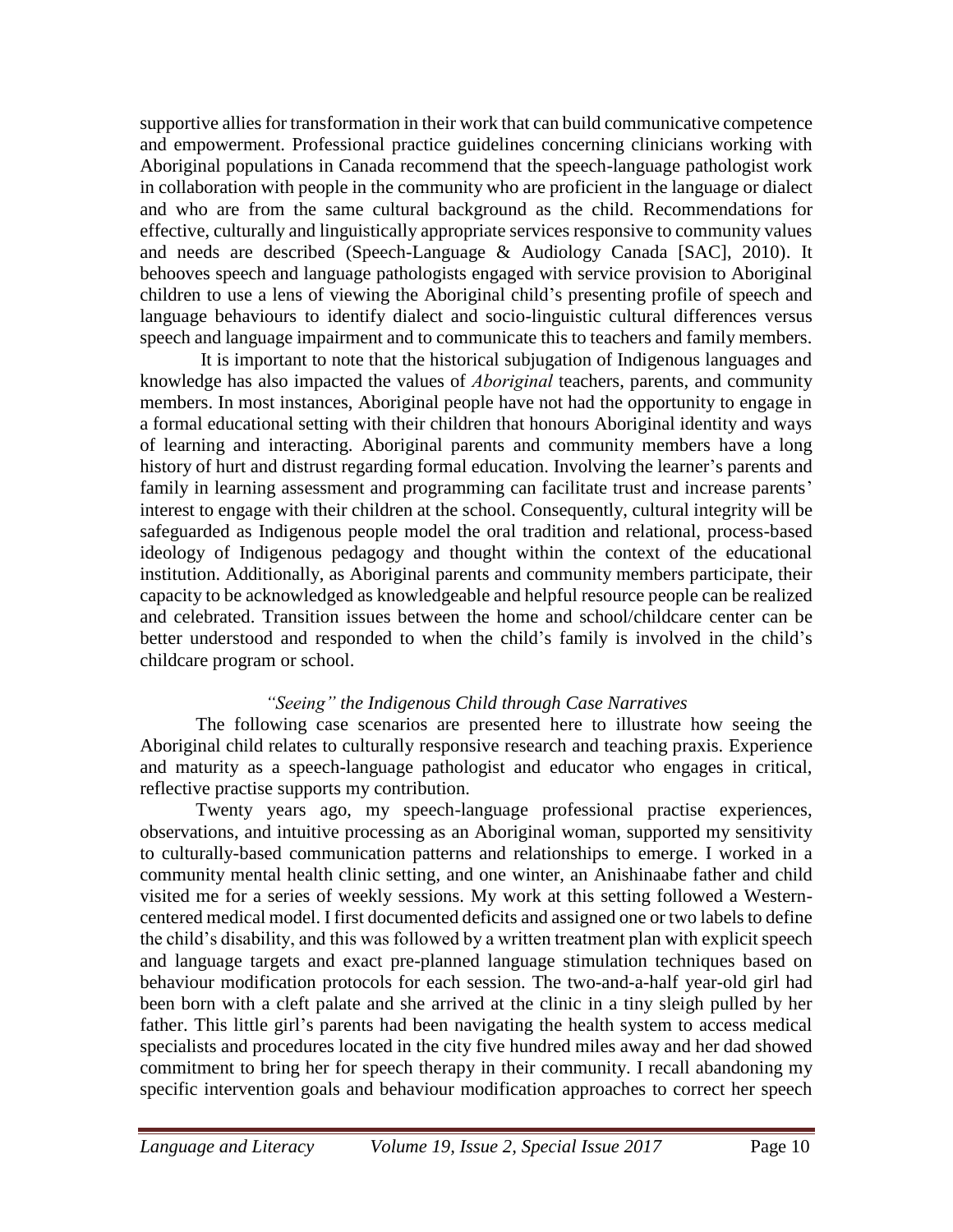supportive allies for transformation in their work that can build communicative competence and empowerment. Professional practice guidelines concerning clinicians working with Aboriginal populations in Canada recommend that the speech-language pathologist work in collaboration with people in the community who are proficient in the language or dialect and who are from the same cultural background as the child. Recommendations for effective, culturally and linguistically appropriate services responsive to community values and needs are described (Speech-Language & Audiology Canada [SAC], 2010). It behooves speech and language pathologists engaged with service provision to Aboriginal children to use a lens of viewing the Aboriginal child's presenting profile of speech and language behaviours to identify dialect and socio-linguistic cultural differences versus speech and language impairment and to communicate this to teachers and family members.

It is important to note that the historical subjugation of Indigenous languages and knowledge has also impacted the values of *Aboriginal* teachers, parents, and community members. In most instances, Aboriginal people have not had the opportunity to engage in a formal educational setting with their children that honours Aboriginal identity and ways of learning and interacting. Aboriginal parents and community members have a long history of hurt and distrust regarding formal education. Involving the learner's parents and family in learning assessment and programming can facilitate trust and increase parents' interest to engage with their children at the school. Consequently, cultural integrity will be safeguarded as Indigenous people model the oral tradition and relational, process-based ideology of Indigenous pedagogy and thought within the context of the educational institution. Additionally, as Aboriginal parents and community members participate, their capacity to be acknowledged as knowledgeable and helpful resource people can be realized and celebrated. Transition issues between the home and school/childcare center can be better understood and responded to when the child's family is involved in the child's childcare program or school.

### *"Seeing" the Indigenous Child through Case Narratives*

The following case scenarios are presented here to illustrate how seeing the Aboriginal child relates to culturally responsive research and teaching praxis. Experience and maturity as a speech-language pathologist and educator who engages in critical, reflective practise supports my contribution.

Twenty years ago, my speech-language professional practise experiences, observations, and intuitive processing as an Aboriginal woman, supported my sensitivity to culturally-based communication patterns and relationships to emerge. I worked in a community mental health clinic setting, and one winter, an Anishinaabe father and child visited me for a series of weekly sessions. My work at this setting followed a Western-centered medical model. I first documented deficits and assigned one or two labels to define the child's disability, and this was followed by a written treatment plan with explicit speech and language targets and exact pre-planned language stimulation techniques based on behaviour modification protocols for each session. The two-and-a-half year-old girl had been born with a cleft palate and she arrived at the clinic in a tiny sleigh pulled by her father. This little girl's parents had been navigating the health system to access medical specialists and procedures located in the city five hundred miles away and her dad showed commitment to bring her for speech therapy in their community. I recall abandoning my specific intervention goals and behaviour modification approaches to correct her speech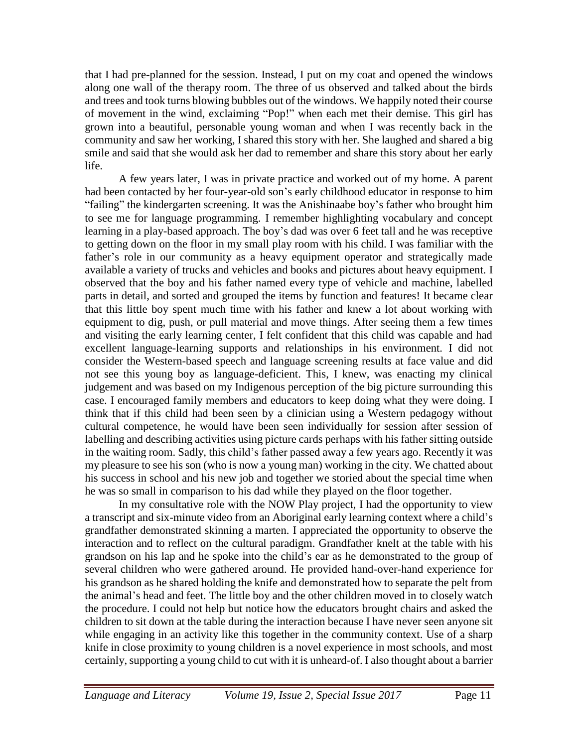that I had pre-planned for the session. Instead, I put on my coat and opened the windows along one wall of the therapy room. The three of us observed and talked about the birds and trees and took turns blowing bubbles out of the windows. We happily noted their course of movement in the wind, exclaiming "Pop!" when each met their demise. This girl has grown into a beautiful, personable young woman and when I was recently back in the community and saw her working, I shared this story with her. She laughed and shared a big smile and said that she would ask her dad to remember and share this story about her early life.

A few years later, I was in private practice and worked out of my home. A parent had been contacted by her four-year-old son's early childhood educator in response to him "failing" the kindergarten screening. It was the Anishinaabe boy's father who brought him to see me for language programming. I remember highlighting vocabulary and concept learning in a play-based approach. The boy's dad was over 6 feet tall and he was receptive to getting down on the floor in my small play room with his child. I was familiar with the father's role in our community as a heavy equipment operator and strategically made available a variety of trucks and vehicles and books and pictures about heavy equipment. I observed that the boy and his father named every type of vehicle and machine, labelled parts in detail, and sorted and grouped the items by function and features! It became clear that this little boy spent much time with his father and knew a lot about working with equipment to dig, push, or pull material and move things. After seeing them a few times and visiting the early learning center, I felt confident that this child was capable and had excellent language-learning supports and relationships in his environment. I did not consider the Western-based speech and language screening results at face value and did not see this young boy as language-deficient. This, I knew, was enacting my clinical judgement and was based on my Indigenous perception of the big picture surrounding this case. I encouraged family members and educators to keep doing what they were doing. I think that if this child had been seen by a clinician using a Western pedagogy without cultural competence, he would have been seen individually for session after session of labelling and describing activities using picture cards perhaps with his father sitting outside in the waiting room. Sadly, this child's father passed away a few years ago. Recently it was my pleasure to see his son (who is now a young man) working in the city. We chatted about his success in school and his new job and together we storied about the special time when he was so small in comparison to his dad while they played on the floor together.

In my consultative role with the NOW Play project, I had the opportunity to view a transcript and six-minute video from an Aboriginal early learning context where a child's grandfather demonstrated skinning a marten. I appreciated the opportunity to observe the interaction and to reflect on the cultural paradigm. Grandfather knelt at the table with his grandson on his lap and he spoke into the child's ear as he demonstrated to the group of several children who were gathered around. He provided hand-over-hand experience for his grandson as he shared holding the knife and demonstrated how to separate the pelt from the animal's head and feet. The little boy and the other children moved in to closely watch the procedure. I could not help but notice how the educators brought chairs and asked the children to sit down at the table during the interaction because I have never seen anyone sit while engaging in an activity like this together in the community context. Use of a sharp knife in close proximity to young children is a novel experience in most schools, and most certainly, supporting a young child to cut with it is unheard-of. I also thought about a barrier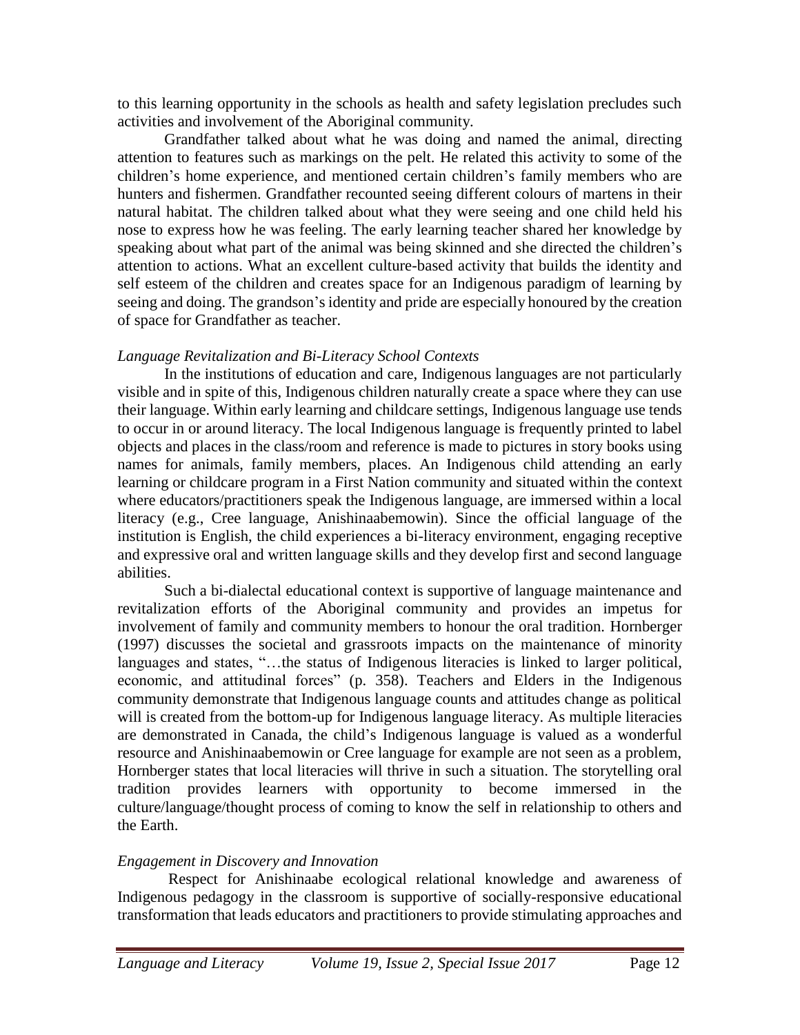to this learning opportunity in the schools as health and safety legislation precludes such activities and involvement of the Aboriginal community.

Grandfather talked about what he was doing and named the animal, directing attention to features such as markings on the pelt. He related this activity to some of the children's home experience, and mentioned certain children's family members who are hunters and fishermen. Grandfather recounted seeing different colours of martens in their natural habitat. The children talked about what they were seeing and one child held his nose to express how he was feeling. The early learning teacher shared her knowledge by speaking about what part of the animal was being skinned and she directed the children's attention to actions. What an excellent culture-based activity that builds the identity and self esteem of the children and creates space for an Indigenous paradigm of learning by seeing and doing. The grandson's identity and pride are especially honoured by the creation of space for Grandfather as teacher.

### *Language Revitalization and Bi-Literacy School Contexts*

In the institutions of education and care, Indigenous languages are not particularly visible and in spite of this, Indigenous children naturally create a space where they can use their language. Within early learning and childcare settings, Indigenous language use tends to occur in or around literacy. The local Indigenous language is frequently printed to label objects and places in the class/room and reference is made to pictures in story books using names for animals, family members, places. An Indigenous child attending an early learning or childcare program in a First Nation community and situated within the context where educators/practitioners speak the Indigenous language, are immersed within a local literacy (e.g., Cree language, Anishinaabemowin). Since the official language of the institution is English, the child experiences a bi-literacy environment, engaging receptive and expressive oral and written language skills and they develop first and second language abilities.

Such a bi-dialectal educational context is supportive of language maintenance and revitalization efforts of the Aboriginal community and provides an impetus for involvement of family and community members to honour the oral tradition. Hornberger (1997) discusses the societal and grassroots impacts on the maintenance of minority languages and states, "…the status of Indigenous literacies is linked to larger political, economic, and attitudinal forces" (p. 358). Teachers and Elders in the Indigenous community demonstrate that Indigenous language counts and attitudes change as political will is created from the bottom-up for Indigenous language literacy. As multiple literacies are demonstrated in Canada, the child's Indigenous language is valued as a wonderful resource and Anishinaabemowin or Cree language for example are not seen as a problem, Hornberger states that local literacies will thrive in such a situation. The storytelling oral tradition provides learners with opportunity to become immersed in the culture/language/thought process of coming to know the self in relationship to others and the Earth.

### *Engagement in Discovery and Innovation*

Respect for Anishinaabe ecological relational knowledge and awareness of Indigenous pedagogy in the classroom is supportive of socially-responsive educational transformation that leads educators and practitioners to provide stimulating approaches and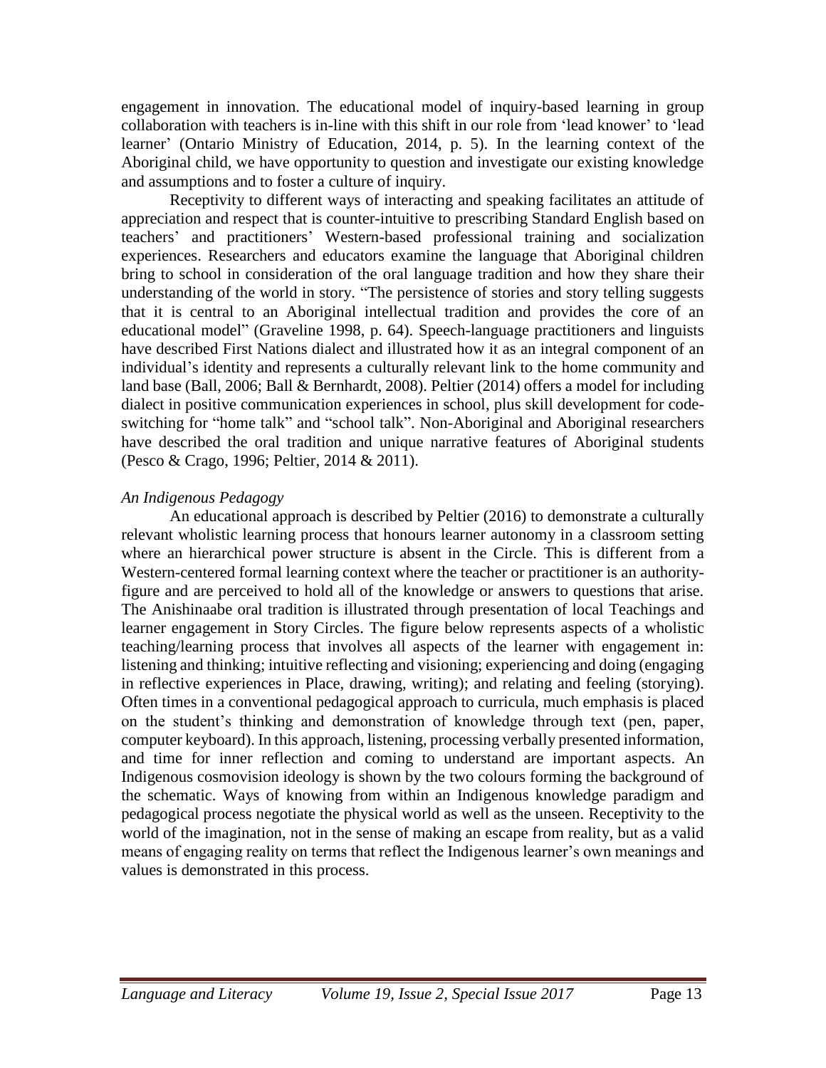engagement in innovation. The educational model of inquiry-based learning in group collaboration with teachers is in-line with this shift in our role from 'lead knower' to 'lead learner' (Ontario Ministry of Education, 2014, p. 5). In the learning context of the Aboriginal child, we have opportunity to question and investigate our existing knowledge and assumptions and to foster a culture of inquiry.

Receptivity to different ways of interacting and speaking facilitates an attitude of appreciation and respect that is counter-intuitive to prescribing Standard English based on teachers' and practitioners' Western-based professional training and socialization experiences. Researchers and educators examine the language that Aboriginal children bring to school in consideration of the oral language tradition and how they share their understanding of the world in story. "The persistence of stories and story telling suggests that it is central to an Aboriginal intellectual tradition and provides the core of an educational model" (Graveline 1998, p. 64). Speech-language practitioners and linguists have described First Nations dialect and illustrated how it as an integral component of an individual's identity and represents a culturally relevant link to the home community and land base (Ball, 2006; Ball & Bernhardt, 2008). Peltier (2014) offers a model for including dialect in positive communication experiences in school, plus skill development for code-switching for "home talk" and "school talk". Non-Aboriginal and Aboriginal researchers have described the oral tradition and unique narrative features of Aboriginal students (Pesco & Crago, 1996; Peltier, 2014 & 2011).

*An Indigenous Pedagogy*

An educational approach is described by Peltier (2016) to demonstrate a culturally relevant wholistic learning process that honours learner autonomy in a classroom setting where an hierarchical power structure is absent in the Circle. This is different from a Western-centered formal learning context where the teacher or practitioner is an authority-figure and are perceived to hold all of the knowledge or answers to questions that arise. The Anishinaabe oral tradition is illustrated through presentation of local Teachings and learner engagement in Story Circles. The figure below represents aspects of a wholistic teaching/learning process that involves all aspects of the learner with engagement in: listening and thinking; intuitive reflecting and visioning; experiencing and doing (engaging in reflective experiences in Place, drawing, writing); and relating and feeling (storying). Often times in a conventional pedagogical approach to curricula, much emphasis is placed on the student's thinking and demonstration of knowledge through text (pen, paper, computer keyboard). In this approach, listening, processing verbally presented information, and time for inner reflection and coming to understand are important aspects. An Indigenous cosmovision ideology is shown by the two colours forming the background of the schematic. Ways of knowing from within an Indigenous knowledge paradigm and pedagogical process negotiate the physical world as well as the unseen. Receptivity to the world of the imagination, not in the sense of making an escape from reality, but as a valid means of engaging reality on terms that reflect the Indigenous learner's own meanings and values is demonstrated in this process.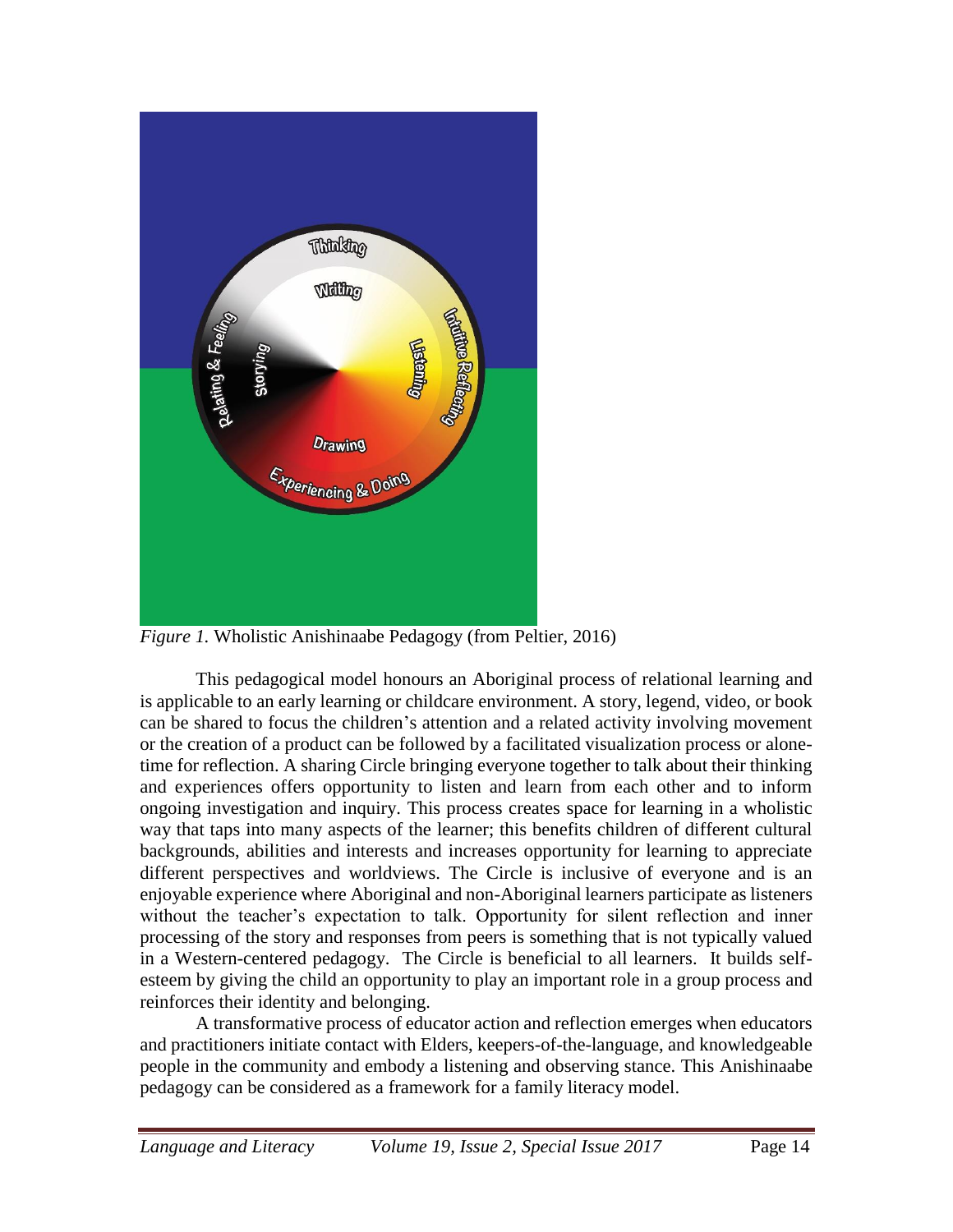*Figure 1.* Wholistic Anishinaabe Pedagogy (from Peltier, 2016)

This pedagogical model honours an Aboriginal process of relational learning and is applicable to an early learning or childcare environment. A story, legend, video, or book can be shared to focus the children's attention and a related activity involving movement or the creation of a product can be followed by a facilitated visualization process or alone-time for reflection. A sharing Circle bringing everyone together to talk about their thinking and experiences offers opportunity to listen and learn from each other and to inform ongoing investigation and inquiry. This process creates space for learning in a wholistic way that taps into many aspects of the learner; this benefits children of different cultural backgrounds, abilities and interests and increases opportunity for learning to appreciate different perspectives and worldviews. The Circle is inclusive of everyone and is an enjoyable experience where Aboriginal and non-Aboriginal learners participate as listeners without the teacher's expectation to talk. Opportunity for silent reflection and inner processing of the story and responses from peers is something that is not typically valued in a Western-centered pedagogy. The Circle is beneficial to all learners. It builds self-esteem by giving the child an opportunity to play an important role in a group process and reinforces their identity and belonging.

A transformative process of educator action and reflection emerges when educators and practitioners initiate contact with Elders, keepers-of-the-language, and knowledgeable people in the community and embody a listening and observing stance. This Anishinaabe pedagogy can be considered as a framework for a family literacy model.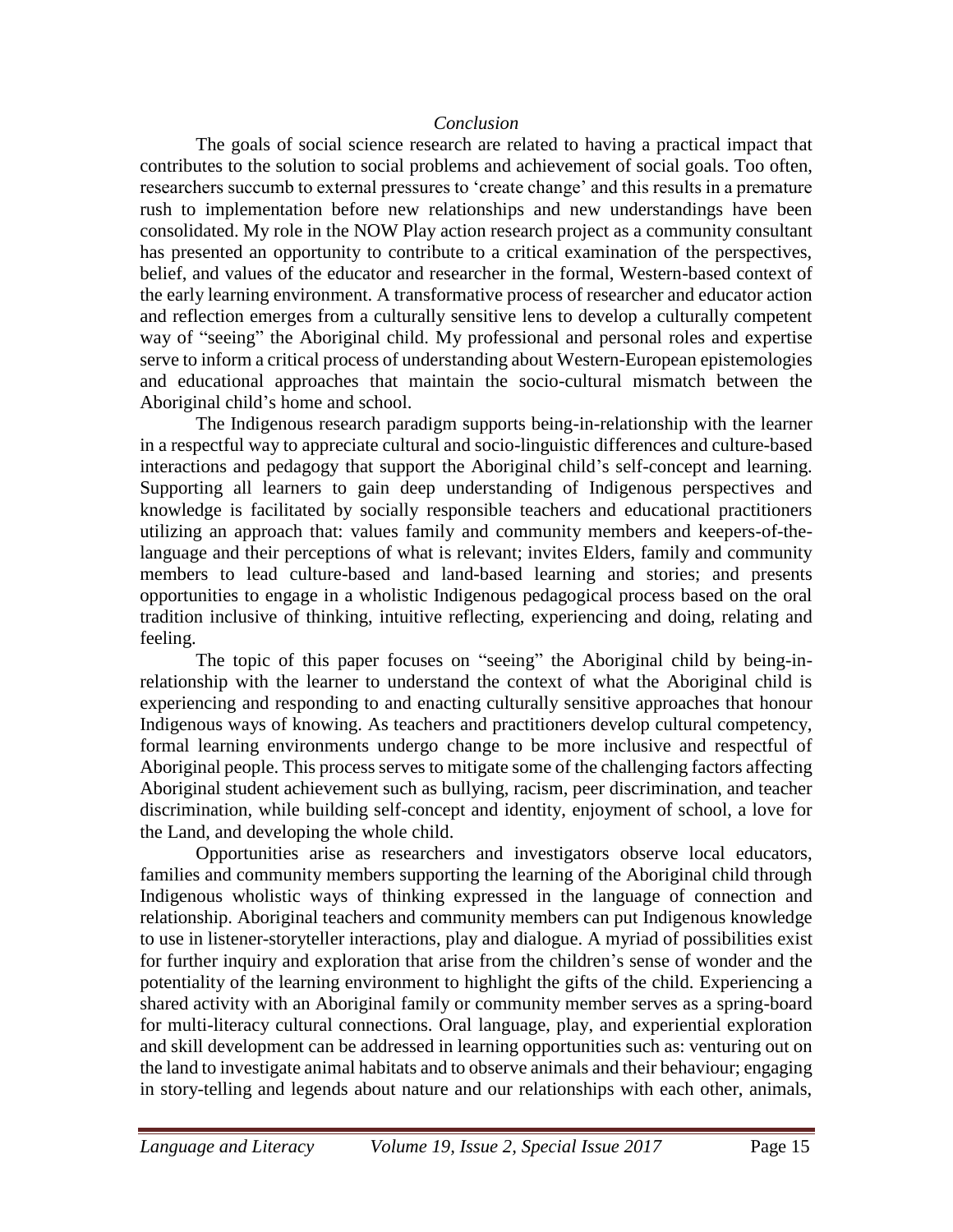*Conclusion*

The goals of social science research are related to having a practical impact that contributes to the solution to social problems and achievement of social goals. Too often, researchers succumb to external pressures to 'create change' and this results in a premature rush to implementation before new relationships and new understandings have been consolidated. My role in the NOW Play action research project as a community consultant has presented an opportunity to contribute to a critical examination of the perspectives, belief, and values of the educator and researcher in the formal, Western-based context of the early learning environment. A transformative process of researcher and educator action and reflection emerges from a culturally sensitive lens to develop a culturally competent way of "seeing" the Aboriginal child. My professional and personal roles and expertise serve to inform a critical process of understanding about Western-European epistemologies and educational approaches that maintain the socio-cultural mismatch between the Aboriginal child's home and school.

The Indigenous research paradigm supports being-in-relationship with the learner in a respectful way to appreciate cultural and socio-linguistic differences and culture-based interactions and pedagogy that support the Aboriginal child's self-concept and learning. Supporting all learners to gain deep understanding of Indigenous perspectives and knowledge is facilitated by socially responsible teachers and educational practitioners utilizing an approach that: values family and community members and keepers-of-the-language and their perceptions of what is relevant; invites Elders, family and community members to lead culture-based and land-based learning and stories; and presents opportunities to engage in a wholistic Indigenous pedagogical process based on the oral tradition inclusive of thinking, intuitive reflecting, experiencing and doing, relating and feeling.

The topic of this paper focuses on "seeing" the Aboriginal child by being-in-relationship with the learner to understand the context of what the Aboriginal child is experiencing and responding to and enacting culturally sensitive approaches that honour Indigenous ways of knowing. As teachers and practitioners develop cultural competency, formal learning environments undergo change to be more inclusive and respectful of Aboriginal people. This process serves to mitigate some of the challenging factors affecting Aboriginal student achievement such as bullying, racism, peer discrimination, and teacher discrimination, while building self-concept and identity, enjoyment of school, a love for the Land, and developing the whole child.

Opportunities arise as researchers and investigators observe local educators, families and community members supporting the learning of the Aboriginal child through Indigenous wholistic ways of thinking expressed in the language of connection and relationship. Aboriginal teachers and community members can put Indigenous knowledge to use in listener-storyteller interactions, play and dialogue. A myriad of possibilities exist for further inquiry and exploration that arise from the children's sense of wonder and the potentiality of the learning environment to highlight the gifts of the child. Experiencing a shared activity with an Aboriginal family or community member serves as a spring-board for multi-literacy cultural connections. Oral language, play, and experiential exploration and skill development can be addressed in learning opportunities such as: venturing out on the land to investigate animal habitats and to observe animals and their behaviour; engaging in story-telling and legends about nature and our relationships with each other, animals,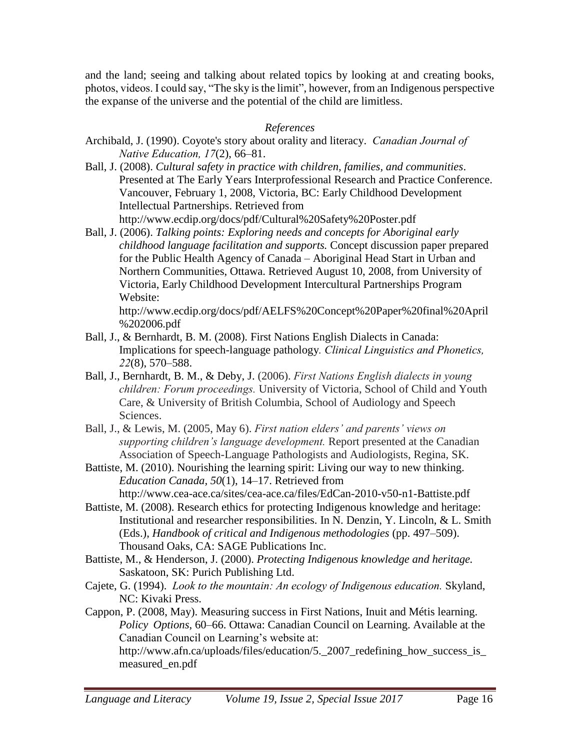and the land; seeing and talking about related topics by looking at and creating books, photos, videos. I could say, "The sky is the limit", however, from an Indigenous perspective the expanse of the universe and the potential of the child are limitless.

## *References*

Archibald, J. (1990). Coyote's story about orality and literacy. *Canadian Journal of Native Education, 17*(2), 66–81.

Ball, J. (2008). *Cultural safety in practice with children, families, and communities*. Presented at The Early Years Interprofessional Research and Practice Conference. Vancouver, February 1, 2008, Victoria, BC: Early Childhood Development Intellectual Partnerships. Retrieved from http://www.ecdip.org/docs/pdf/Cultural%20Safety%20Poster.pdf

Ball, J. (2006). *Talking points: Exploring needs and concepts for Aboriginal early childhood language facilitation and supports.* Concept discussion paper prepared for the Public Health Agency of Canada – Aboriginal Head Start in Urban and Northern Communities, Ottawa. Retrieved August 10, 2008, from University of Victoria, Early Childhood Development Intercultural Partnerships Program Website: http://www.ecdip.org/docs/pdf/AELFS%20Concept%20Paper%20final%20April%202006.pdf

Ball, J., & Bernhardt, B. M. (2008). First Nations English Dialects in Canada: Implications for speech-language pathology. *Clinical Linguistics and Phonetics, 22*(8), 570–588.

Ball, J., Bernhardt, B. M., & Deby, J. (2006). *First Nations English dialects in young children: Forum proceedings.* University of Victoria, School of Child and Youth Care, & University of British Columbia, School of Audiology and Speech Sciences.

Ball, J., & Lewis, M. (2005, May 6). *First nation elders' and parents' views on supporting children's language development.* Report presented at the Canadian Association of Speech-Language Pathologists and Audiologists, Regina, SK.

Battiste, M. (2010). Nourishing the learning spirit: Living our way to new thinking. *Education Canada*, *50*(1), 14–17. Retrieved from http://www.cea-ace.ca/sites/cea-ace.ca/files/EdCan-2010-v50-n1-Battiste.pdf

Battiste, M. (2008). Research ethics for protecting Indigenous knowledge and heritage: Institutional and researcher responsibilities. In N. Denzin, Y. Lincoln, & L. Smith (Eds.), *Handbook of critical and Indigenous methodologies* (pp. 497–509). Thousand Oaks, CA: SAGE Publications Inc.

Battiste, M., & Henderson, J. (2000). *Protecting Indigenous knowledge and heritage.* Saskatoon, SK: Purich Publishing Ltd.

Cajete, G. (1994). *Look to the mountain: An ecology of Indigenous education.* Skyland, NC: Kivaki Press.

Cappon, P. (2008, May). Measuring success in First Nations, Inuit and Métis learning. *Policy Options*, 60–66. Ottawa: Canadian Council on Learning. Available at the Canadian Council on Learning's website at: http://www.afn.ca/uploads/files/education/5._2007_redefining_how_success_is_measured_en.pdf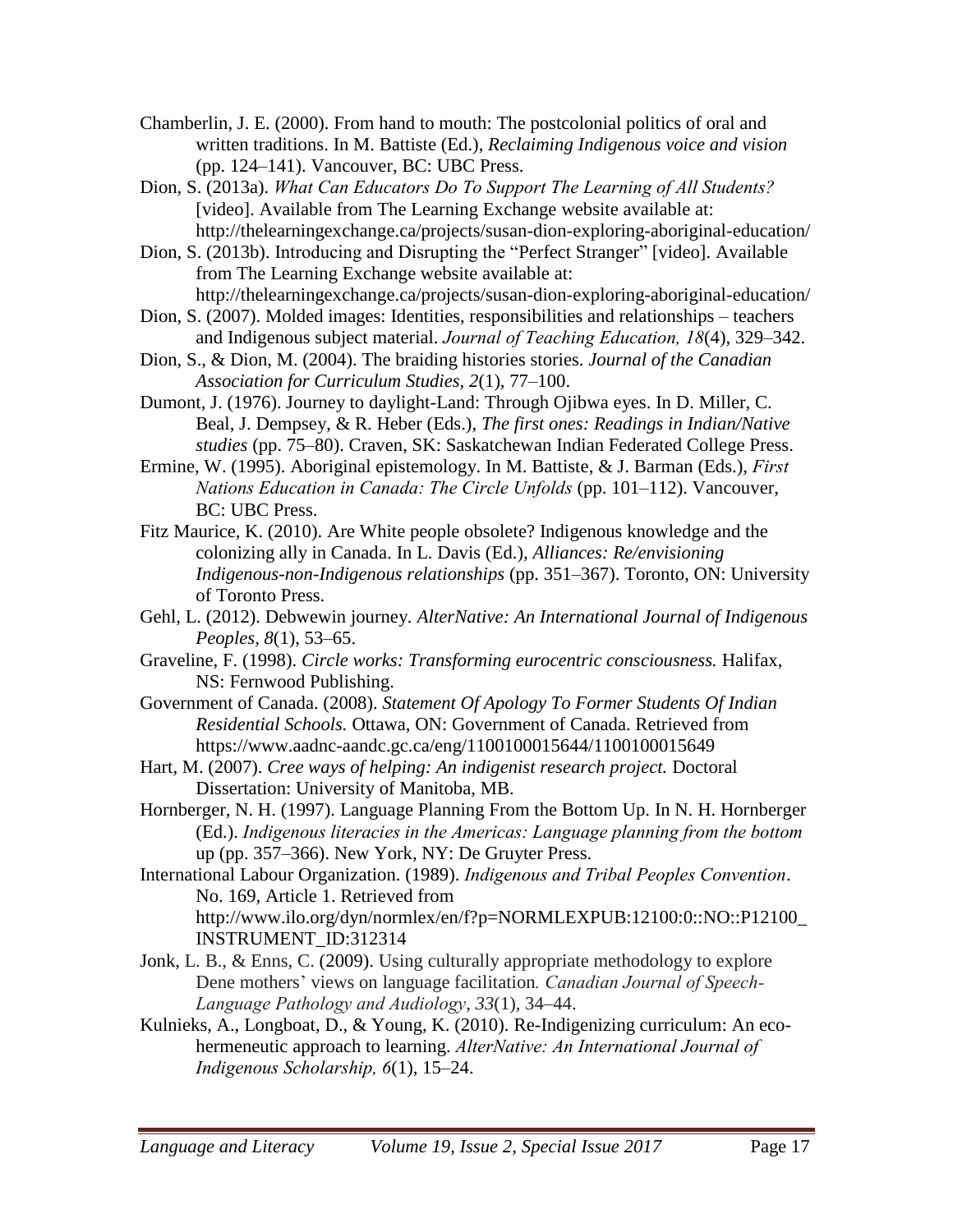Chamberlin, J. E. (2000). From hand to mouth: The postcolonial politics of oral and written traditions. In M. Battiste (Ed.), *Reclaiming Indigenous voice and vision* (pp. 124–141). Vancouver, BC: UBC Press.

Dion, S. (2013a). *What Can Educators Do To Support The Learning of All Students?* [video]. Available from The Learning Exchange website available at: http://thelearningexchange.ca/projects/susan-dion-exploring-aboriginal-education/

Dion, S. (2013b). Introducing and Disrupting the "Perfect Stranger" [video]. Available from The Learning Exchange website available at: http://thelearningexchange.ca/projects/susan-dion-exploring-aboriginal-education/

Dion, S. (2007). Molded images: Identities, responsibilities and relationships – teachers and Indigenous subject material. *Journal of Teaching Education, 18*(4), 329–342.

Dion, S., & Dion, M. (2004). The braiding histories stories. *Journal of the Canadian Association for Curriculum Studies*, *2*(1), 77–100.

Dumont, J. (1976). Journey to daylight-Land: Through Ojibwa eyes. In D. Miller, C. Beal, J. Dempsey, & R. Heber (Eds.), *The first ones: Readings in Indian/Native studies* (pp. 75–80). Craven, SK: Saskatchewan Indian Federated College Press.

Ermine, W. (1995). Aboriginal epistemology. In M. Battiste, & J. Barman (Eds.), *First Nations Education in Canada: The Circle Unfolds* (pp. 101–112). Vancouver, BC: UBC Press.

Fitz Maurice, K. (2010). Are White people obsolete? Indigenous knowledge and the colonizing ally in Canada. In L. Davis (Ed.), *Alliances: Re/envisioning Indigenous-non-Indigenous relationships* (pp. 351–367). Toronto, ON: University of Toronto Press.

Gehl, L. (2012). Debwewin journey. *AlterNative: An International Journal of Indigenous Peoples*, *8*(1), 53–65.

Graveline, F. (1998). *Circle works: Transforming eurocentric consciousness.* Halifax, NS: Fernwood Publishing.

Government of Canada. (2008). *Statement Of Apology To Former Students Of Indian Residential Schools.* Ottawa, ON: Government of Canada. Retrieved from https://www.aadnc-aandc.gc.ca/eng/1100100015644/1100100015649

Hart, M. (2007). *Cree ways of helping: An indigenist research project.* Doctoral Dissertation: University of Manitoba, MB.

Hornberger, N. H. (1997). Language Planning From the Bottom Up. In N. H. Hornberger (Ed.). *Indigenous literacies in the Americas: Language planning from the bottom* up (pp. 357–366). New York, NY: De Gruyter Press.

International Labour Organization. (1989). *Indigenous and Tribal Peoples Convention*. No. 169, Article 1. Retrieved from http://www.ilo.org/dyn/normlex/en/f?p=NORMLEXPUB:12100:0::NO::P12100_INSTRUMENT_ID:312314

Jonk, L. B., & Enns, C. (2009). Using culturally appropriate methodology to explore Dene mothers' views on language facilitation*. Canadian Journal of Speech-Language Pathology and Audiology*, *33*(1), 34–44.

Kulnieks, A., Longboat, D., & Young, K. (2010). Re-Indigenizing curriculum: An eco-hermeneutic approach to learning. *AlterNative: An International Journal of Indigenous Scholarship, 6*(1), 15–24.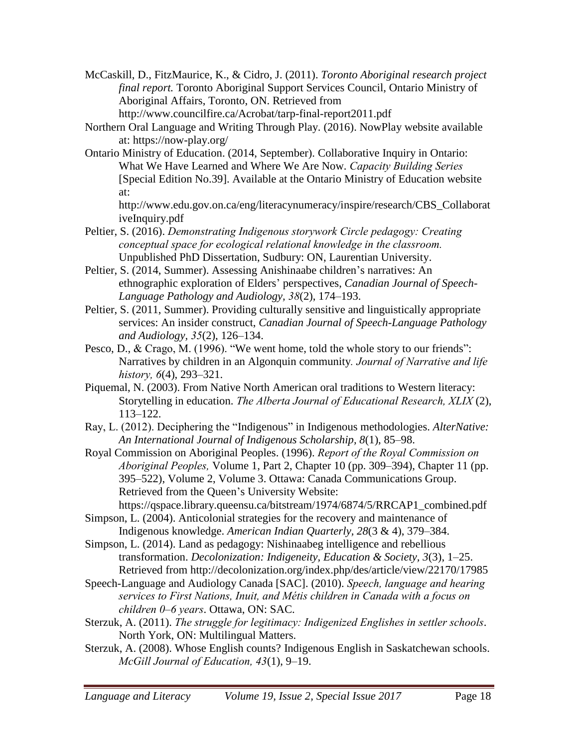McCaskill, D., FitzMaurice, K., & Cidro, J. (2011). *Toronto Aboriginal research project final report.* Toronto Aboriginal Support Services Council, Ontario Ministry of Aboriginal Affairs, Toronto, ON. Retrieved from http://www.councilfire.ca/Acrobat/tarp-final-report2011.pdf

Northern Oral Language and Writing Through Play. (2016). NowPlay website available at: https://now-play.org/

Ontario Ministry of Education. (2014, September). Collaborative Inquiry in Ontario: What We Have Learned and Where We Are Now. *Capacity Building Series* [Special Edition No.39]. Available at the Ontario Ministry of Education website at: http://www.edu.gov.on.ca/eng/literacynumeracy/inspire/research/CBS_CollaborativeInquiry.pdf

Peltier, S. (2016). *Demonstrating Indigenous storywork Circle pedagogy: Creating conceptual space for ecological relational knowledge in the classroom.* Unpublished PhD Dissertation, Sudbury: ON, Laurentian University.

Peltier, S. (2014, Summer). Assessing Anishinaabe children's narratives: An ethnographic exploration of Elders' perspectives, *Canadian Journal of Speech-Language Pathology and Audiology, 38*(2), 174–193.

Peltier, S. (2011, Summer). Providing culturally sensitive and linguistically appropriate services: An insider construct, *Canadian Journal of Speech-Language Pathology and Audiology*, *35*(2), 126–134.

Pesco, D., & Crago, M. (1996). "We went home, told the whole story to our friends": Narratives by children in an Algonquin community*. Journal of Narrative and life history, 6*(4), 293–321.

Piquemal, N. (2003). From Native North American oral traditions to Western literacy: Storytelling in education. *The Alberta Journal of Educational Research, XLIX* (2), 113–122.

Ray, L. (2012). Deciphering the "Indigenous" in Indigenous methodologies. *AlterNative: An International Journal of Indigenous Scholarship, 8*(1), 85–98.

Royal Commission on Aboriginal Peoples. (1996). *Report of the Royal Commission on Aboriginal Peoples,* Volume 1, Part 2, Chapter 10 (pp. 309–394), Chapter 11 (pp. 395–522), Volume 2, Volume 3. Ottawa: Canada Communications Group. Retrieved from the Queen's University Website: https://qspace.library.queensu.ca/bitstream/1974/6874/5/RRCAP1_combined.pdf

Simpson, L. (2004). Anticolonial strategies for the recovery and maintenance of Indigenous knowledge. *American Indian Quarterly*, *28*(3 & 4), 379–384.

Simpson, L. (2014). Land as pedagogy: Nishinaabeg intelligence and rebellious transformation. *Decolonization: Indigeneity, Education & Society*, *3*(3), 1–25. Retrieved from http://decolonization.org/index.php/des/article/view/22170/17985

Speech-Language and Audiology Canada [SAC]. (2010). *Speech, language and hearing services to First Nations, Inuit, and Métis children in Canada with a focus on children 0–6 years*. Ottawa, ON: SAC.

Sterzuk, A. (2011). *The struggle for legitimacy: Indigenized Englishes in settler schools*. North York, ON: Multilingual Matters.

Sterzuk, A. (2008). Whose English counts? Indigenous English in Saskatchewan schools. *McGill Journal of Education, 43*(1), 9–19.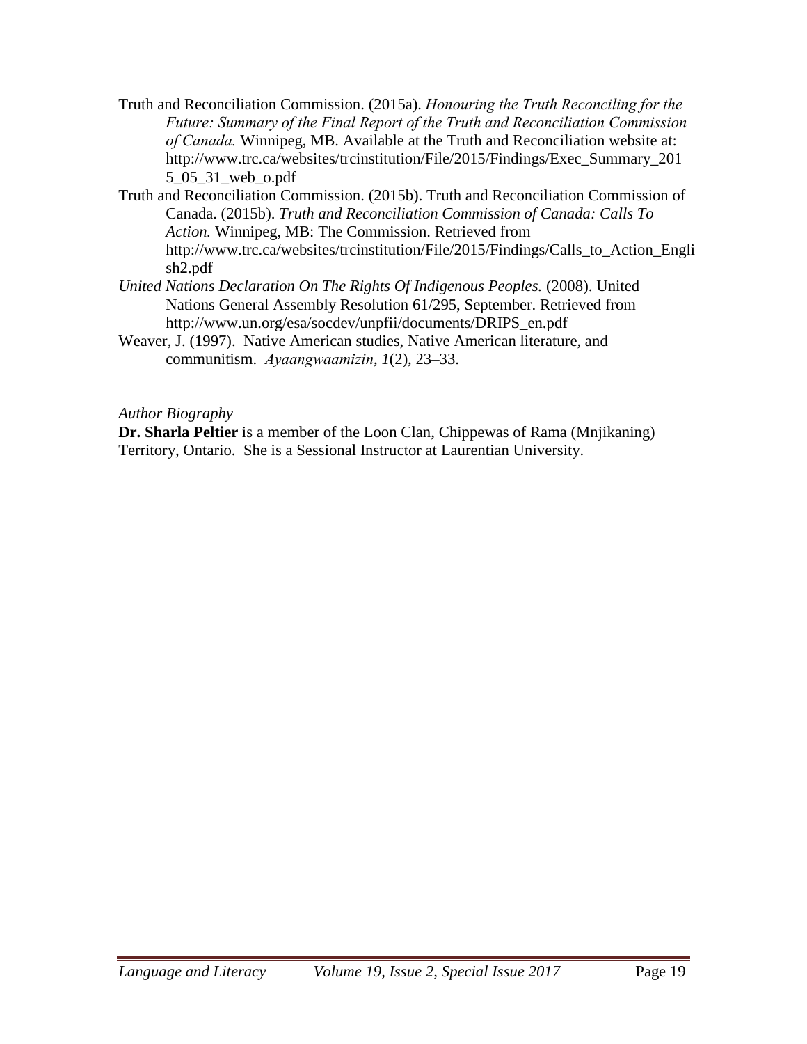Truth and Reconciliation Commission. (2015a). *Honouring the Truth Reconciling for the Future: Summary of the Final Report of the Truth and Reconciliation Commission of Canada.* Winnipeg, MB. Available at the Truth and Reconciliation website at: http://www.trc.ca/websites/trcinstitution/File/2015/Findings/Exec_Summary_2015_05_31_web_o.pdf

Truth and Reconciliation Commission. (2015b). Truth and Reconciliation Commission of Canada. (2015b). *Truth and Reconciliation Commission of Canada: Calls To Action.* Winnipeg, MB: The Commission. Retrieved from http://www.trc.ca/websites/trcinstitution/File/2015/Findings/Calls_to_Action_English2.pdf

*United Nations Declaration On The Rights Of Indigenous Peoples.* (2008). United Nations General Assembly Resolution 61/295, September. Retrieved from http://www.un.org/esa/socdev/unpfii/documents/DRIPS_en.pdf

Weaver, J. (1997). Native American studies, Native American literature, and communitism. *Ayaangwaamizin*, *1*(2), 23–33.

*Author Biography*

**Dr. Sharla Peltier** is a member of the Loon Clan, Chippewas of Rama (Mnjikaning) Territory, Ontario. She is a Sessional Instructor at Laurentian University.